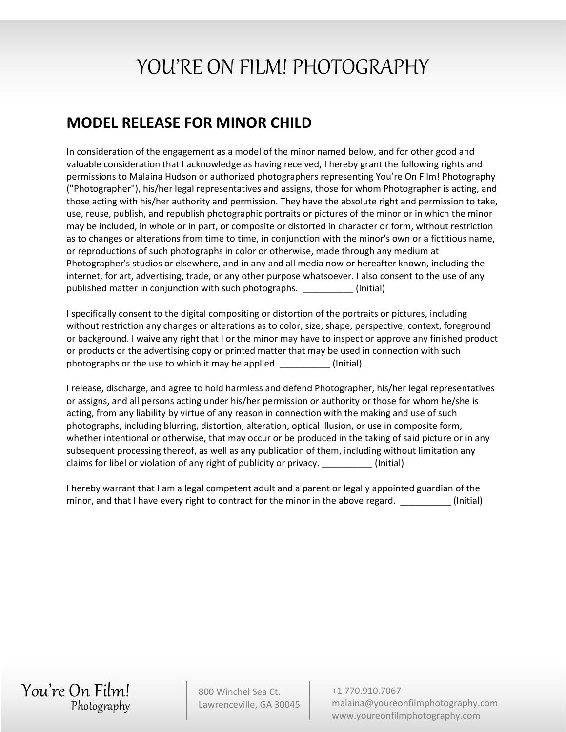# YOU'RE ON FILM! PHOTOGRAPHY

## MODEL RELEASE FOR MINOR CHILD

In consideration of the engagement as a model of the minor named below, and for other good and valuable consideration that I acknowledge as having received, I hereby grant the following rights and permissions to Malaina Hudson or authorized photographers representing You're On Film! Photography ("Photographer"), his/her legal representatives and assigns, those for whom Photographer is acting, and those acting with his/her authority and permission. They have the absolute right and permission to take, use, reuse, publish, and republish photographic portraits or pictures of the minor or in which the minor may be included, in whole or in part, or composite or distorted in character or form, without restriction as to changes or alterations from time to time, in conjunction with the minor's own or a fictitious name, or reproductions of such photographs in color or otherwise, made through any medium at Photographer's studios or elsewhere, and in any and all media now or hereafter known, including the internet, for art, advertising, trade, or any other purpose whatsoever. I also consent to the use of any published matter in conjunction with such photographs. __________ (Initial)

I specifically consent to the digital compositing or distortion of the portraits or pictures, including without restriction any changes or alterations as to color, size, shape, perspective, context, foreground or background. I waive any right that I or the minor may have to inspect or approve any finished product or products or the advertising copy or printed matter that may be used in connection with such photographs or the use to which it may be applied. __________ (Initial)

I release, discharge, and agree to hold harmless and defend Photographer, his/her legal representatives or assigns, and all persons acting under his/her permission or authority or those for whom he/she is acting, from any liability by virtue of any reason in connection with the making and use of such photographs, including blurring, distortion, alteration, optical illusion, or use in composite form, whether intentional or otherwise, that may occur or be produced in the taking of said picture or in any subsequent processing thereof, as well as any publication of them, including without limitation any claims for libel or violation of any right of publicity or privacy. __________ (Initial)

I hereby warrant that I am a legal competent adult and a parent or legally appointed guardian of the minor, and that I have every right to contract for the minor in the above regard. __________ (Initial)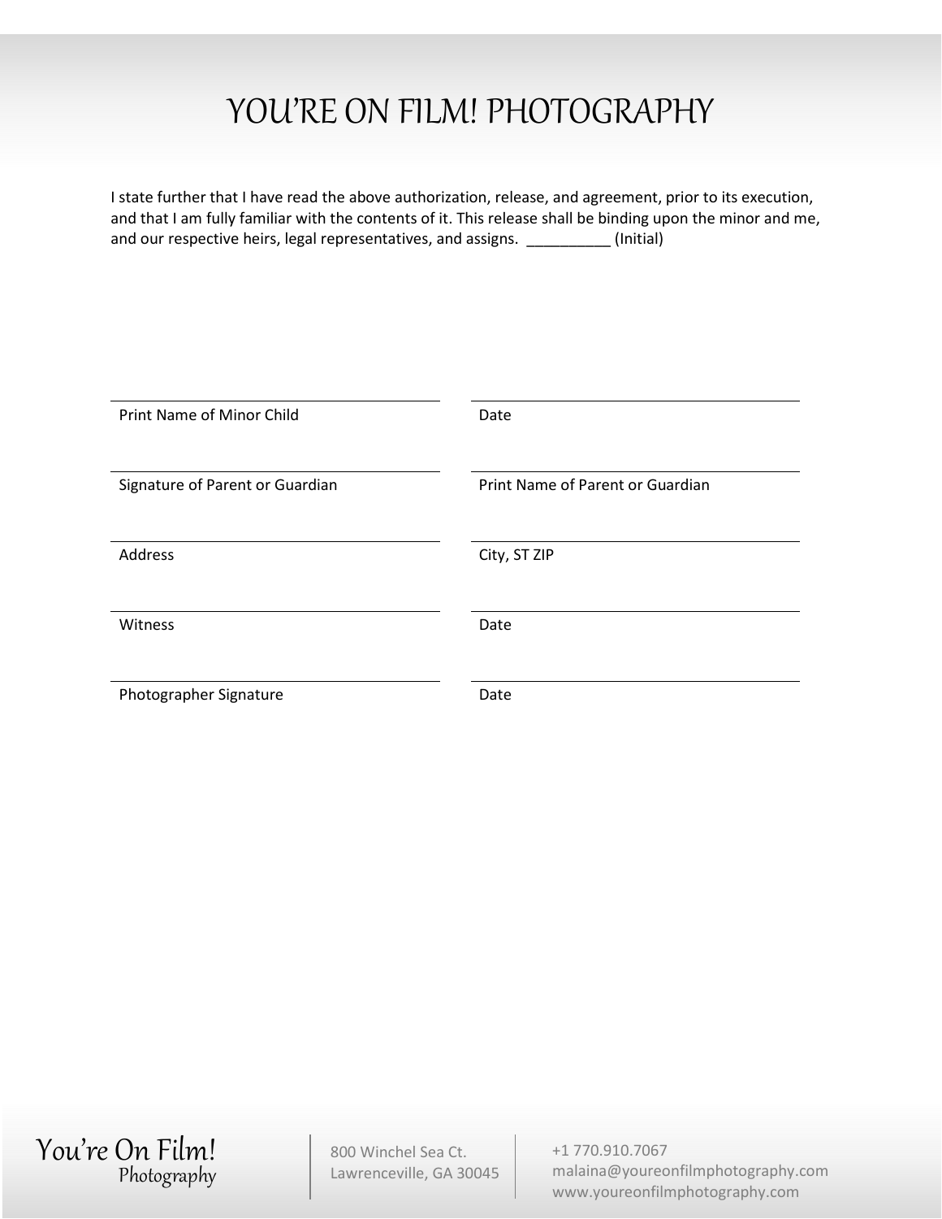# YOU'RE ON FILM! PHOTOGRAPHY

I state further that I have read the above authorization, release, and agreement, prior to its execution, and that I am fully familiar with the contents of it. This release shall be binding upon the minor and me, and our respective heirs, legal representatives, and assigns. __________ (Initial)

| | |
|---|---|
| Print Name of Minor Child | Date |
| Signature of Parent or Guardian | Print Name of Parent or Guardian |
| Address | City, ST ZIP |
| Witness | Date |
| Photographer Signature | Date |

You're On Film! Photography

800 Winchel Sea Ct.
Lawrenceville, GA 30045

+1 770.910.7067
malaina@youreonfilmphotography.com
www.youreonfilmphotography.com